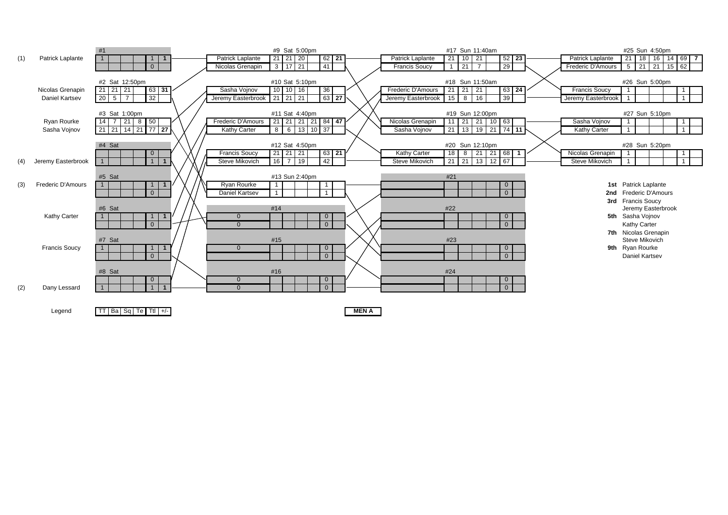# MEN A

Legend: TT | Ba | Sq | Te | Ttl | +/-

## Round 1

| Match | Seed | Player | TT | Ba | Sq | Te | Ttl | +/- |
|---|---|---|---|---|---|---|---|---|
| #1 | (1) | Patrick Laplante | 1 | | | | 1 | 1 |
| | | | | | | | 0 | |
| #2 Sat 12:50pm | | Nicolas Grenapin | 21 | 21 | 21 | | 63 | 31 |
| | | Daniel Kartsev | 20 | 5 | 7 | | 32 | |
| #3 Sat 1:00pm | | Ryan Rourke | 14 | 7 | 21 | 8 | 50 | |
| | | Sasha Vojnov | 21 | 21 | 14 | 21 | 77 | 27 |
| #4 Sat | | | | | | | 0 | |
| | (4) | Jeremy Easterbrook | 1 | | | | 1 | 1 |
| #5 Sat | (3) | Frederic D'Amours | 1 | | | | 1 | 1 |
| | | | | | | | 0 | |
| #6 Sat | | Kathy Carter | 1 | | | | 1 | 1 |
| | | | | | | | 0 | |
| #7 Sat | | Francis Soucy | 1 | | | | 1 | 1 |
| | | | | | | | 0 | |
| #8 Sat | | | | | | | 0 | |
| | (2) | Dany Lessard | 1 | | | | 1 | 1 |

## Round 2

| Match | Player | TT | Ba | Sq | Te | Ttl | +/- |
|---|---|---|---|---|---|---|---|
| #9 Sat 5:00pm | Patrick Laplante | 21 | 21 | 20 | | 62 | 21 |
| | Nicolas Grenapin | 3 | 17 | 21 | | 41 | |
| #10 Sat 5:10pm | Sasha Vojnov | 10 | 10 | 16 | | 36 | |
| | Jeremy Easterbrook | 21 | 21 | 21 | | 63 | 27 |
| #11 Sat 4:40pm | Frederic D'Amours | 21 | 21 | 21 | 21 | 84 | 47 |
| | Kathy Carter | 8 | 6 | 13 | 10 | 37 | |
| #12 Sat 4:50pm | Francis Soucy | 21 | 21 | 21 | | 63 | 21 |
| | Steve Mikovich | 16 | 7 | 19 | | 42 | |
| #13 Sun 2:40pm | Ryan Rourke | 1 | | | | 1 | |
| | Daniel Kartsev | 1 | | | | 1 | |
| #14 | 0 | | | | | 0 | |
| | 0 | | | | | 0 | |
| #15 | 0 | | | | | 0 | |
| | | | | | | 0 | |
| #16 | 0 | | | | | 0 | |
| | 0 | | | | | 0 | |

## Round 3

| Match | Player | TT | Ba | Sq | Te | Ttl | +/- |
|---|---|---|---|---|---|---|---|
| #17 Sun 11:40am | Patrick Laplante | 21 | 10 | 21 | | 52 | 23 |
| | Francis Soucy | 1 | 21 | 7 | | 29 | |
| #18 Sun 11:50am | Frederic D'Amours | 21 | 21 | 21 | | 63 | 24 |
| | Jeremy Easterbrook | 15 | 8 | 16 | | 39 | |
| #19 Sun 12:00pm | Nicolas Grenapin | 11 | 21 | 21 | 10 | 63 | |
| | Sasha Vojnov | 21 | 13 | 19 | 21 | 74 | 11 |
| #20 Sun 12:10pm | Kathy Carter | 18 | 8 | 21 | 21 | 68 | 1 |
| | Steve Mikovich | 21 | 21 | 13 | 12 | 67 | |
| #21 | | | | | | 0 | |
| | | | | | | 0 | |
| #22 | | | | | | 0 | |
| | | | | | | 0 | |
| #23 | | | | | | 0 | |
| | | | | | | 0 | |
| #24 | | | | | | 0 | |
| | | | | | | 0 | |

## Round 4

| Match | Player | TT | Ba | Sq | Te | Ttl | +/- |
|---|---|---|---|---|---|---|---|
| #25 Sun 4:50pm | Patrick Laplante | 21 | 18 | 16 | 14 | 69 | 7 |
| | Frederic D'Amours | 5 | 21 | 21 | 15 | 62 | |
| #26 Sun 5:00pm | Francis Soucy | 1 | | | | 1 | |
| | Jeremy Easterbrook | 1 | | | | 1 | |
| #27 Sun 5:10pm | Sasha Vojnov | 1 | | | | 1 | |
| | Kathy Carter | 1 | | | | 1 | |
| #28 Sun 5:20pm | Nicolas Grenapin | 1 | | | | 1 | |
| | Steve Mikovich | 1 | | | | 1 | |

## Final Standings

- **1st** Patrick Laplante
- **2nd** Frederic D'Amours
- **3rd** Francis Soucy, Jeremy Easterbrook
- **5th** Sasha Vojnov, Kathy Carter
- **7th** Nicolas Grenapin, Steve Mikovich
- **9th** Ryan Rourke, Daniel Kartsev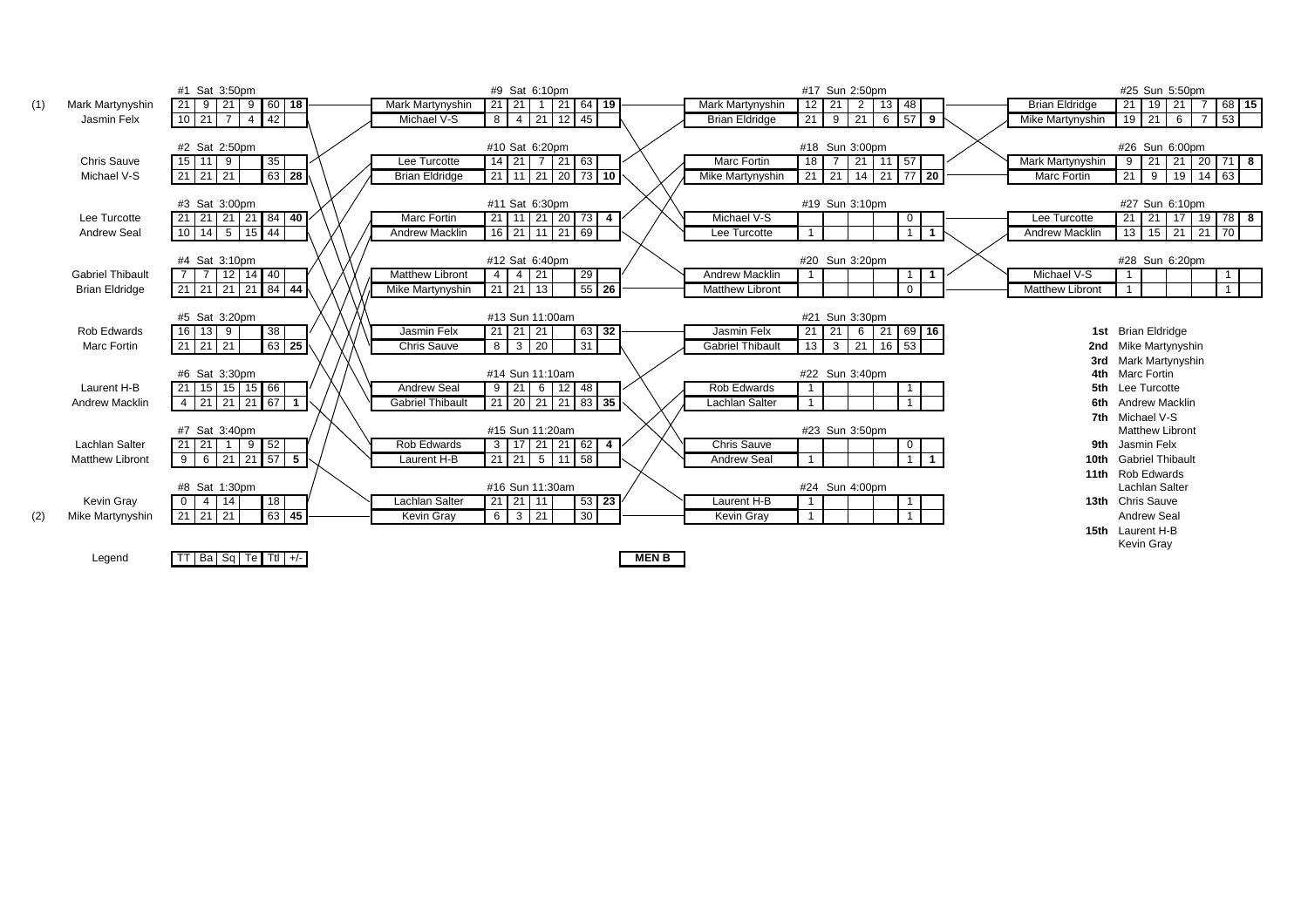# MEN B

## Round 1

| Match | Seed | Player | TT | Ba | Sq | Te | Ttl | +/- |
|---|---|---|---|---|---|---|---|---|
| #1 Sat 3:50pm | (1) | Mark Martynyshin | 21 | 9 | 21 | 9 | 60 | 18 |
| | | Jasmin Felx | 10 | 21 | 7 | 4 | 42 | |
| #2 Sat 2:50pm | | Chris Sauve | 15 | 11 | 9 | | 35 | |
| | | Michael V-S | 21 | 21 | 21 | | 63 | 28 |
| #3 Sat 3:00pm | | Lee Turcotte | 21 | 21 | 21 | 21 | 84 | 40 |
| | | Andrew Seal | 10 | 14 | 5 | 15 | 44 | |
| #4 Sat 3:10pm | | Gabriel Thibault | 7 | 7 | 12 | 14 | 40 | |
| | | Brian Eldridge | 21 | 21 | 21 | 21 | 84 | 44 |
| #5 Sat 3:20pm | | Rob Edwards | 16 | 13 | 9 | | 38 | |
| | | Marc Fortin | 21 | 21 | 21 | | 63 | 25 |
| #6 Sat 3:30pm | | Laurent H-B | 21 | 15 | 15 | 15 | 66 | |
| | | Andrew Macklin | 4 | 21 | 21 | 21 | 67 | 1 |
| #7 Sat 3:40pm | | Lachlan Salter | 21 | 21 | 1 | 9 | 52 | |
| | | Matthew Libront | 9 | 6 | 21 | 21 | 57 | 5 |
| #8 Sat 1:30pm | | Kevin Gray | 0 | 4 | 14 | | 18 | |
| | (2) | Mike Martynyshin | 21 | 21 | 21 | | 63 | 45 |

## Round 2

| Match | Player | TT | Ba | Sq | Te | Ttl | +/- |
|---|---|---|---|---|---|---|---|
| #9 Sat 6:10pm | Mark Martynyshin | 21 | 21 | 1 | 21 | 64 | 19 |
| | Michael V-S | 8 | 4 | 21 | 12 | 45 | |
| #10 Sat 6:20pm | Lee Turcotte | 14 | 21 | 7 | 21 | 63 | |
| | Brian Eldridge | 21 | 11 | 21 | 20 | 73 | 10 |
| #11 Sat 6:30pm | Marc Fortin | 21 | 11 | 21 | 20 | 73 | 4 |
| | Andrew Macklin | 16 | 21 | 11 | 21 | 69 | |
| #12 Sat 6:40pm | Matthew Libront | 4 | 4 | 21 | | 29 | |
| | Mike Martynyshin | 21 | 21 | 13 | | 55 | 26 |
| #13 Sun 11:00am | Jasmin Felx | 21 | 21 | 21 | | 63 | 32 |
| | Chris Sauve | 8 | 3 | 20 | | 31 | |
| #14 Sun 11:10am | Andrew Seal | 9 | 21 | 6 | 12 | 48 | |
| | Gabriel Thibault | 21 | 20 | 21 | 21 | 83 | 35 |
| #15 Sun 11:20am | Rob Edwards | 3 | 17 | 21 | 21 | 62 | 4 |
| | Laurent H-B | 21 | 21 | 5 | 11 | 58 | |
| #16 Sun 11:30am | Lachlan Salter | 21 | 21 | 11 | | 53 | 23 |
| | Kevin Gray | 6 | 3 | 21 | | 30 | |

## Round 3

| Match | Player | TT | Ba | Sq | Te | Ttl | +/- |
|---|---|---|---|---|---|---|---|
| #17 Sun 2:50pm | Mark Martynyshin | 12 | 21 | 2 | 13 | 48 | |
| | Brian Eldridge | 21 | 9 | 21 | 6 | 57 | 9 |
| #18 Sun 3:00pm | Marc Fortin | 18 | 7 | 21 | 11 | 57 | |
| | Mike Martynyshin | 21 | 21 | 14 | 21 | 77 | 20 |
| #19 Sun 3:10pm | Michael V-S | | | | | 0 | |
| | Lee Turcotte | 1 | | | | 1 | 1 |
| #20 Sun 3:20pm | Andrew Macklin | 1 | | | | 1 | 1 |
| | Matthew Libront | | | | | 0 | |
| #21 Sun 3:30pm | Jasmin Felx | 21 | 21 | 6 | 21 | 69 | 16 |
| | Gabriel Thibault | 13 | 3 | 21 | 16 | 53 | |
| #22 Sun 3:40pm | Rob Edwards | 1 | | | | 1 | |
| | Lachlan Salter | 1 | | | | 1 | |
| #23 Sun 3:50pm | Chris Sauve | | | | | 0 | |
| | Andrew Seal | 1 | | | | 1 | 1 |
| #24 Sun 4:00pm | Laurent H-B | 1 | | | | 1 | |
| | Kevin Gray | 1 | | | | 1 | |

## Round 4

| Match | Player | TT | Ba | Sq | Te | Ttl | +/- |
|---|---|---|---|---|---|---|---|
| #25 Sun 5:50pm | Brian Eldridge | 21 | 19 | 21 | 7 | 68 | 15 |
| | Mike Martynyshin | 19 | 21 | 6 | 7 | 53 | |
| #26 Sun 6:00pm | Mark Martynyshin | 9 | 21 | 21 | 20 | 71 | 8 |
| | Marc Fortin | 21 | 9 | 19 | 14 | 63 | |
| #27 Sun 6:10pm | Lee Turcotte | 21 | 21 | 17 | 19 | 78 | 8 |
| | Andrew Macklin | 13 | 15 | 21 | 21 | 70 | |
| #28 Sun 6:20pm | Michael V-S | 1 | | | | 1 | |
| | Matthew Libront | 1 | | | | 1 | |

## Final Standings

| Place | Player |
|---|---|
| 1st | Brian Eldridge |
| 2nd | Mike Martynyshin |
| 3rd | Mark Martynyshin |
| 4th | Marc Fortin |
| 5th | Lee Turcotte |
| 6th | Andrew Macklin |
| 7th | Michael V-S |
| | Matthew Libront |
| 9th | Jasmin Felx |
| 10th | Gabriel Thibault |
| 11th | Rob Edwards |
| | Lachlan Salter |
| 13th | Chris Sauve |
| | Andrew Seal |
| 15th | Laurent H-B |
| | Kevin Gray |

Legend: TT | Ba | Sq | Te | Ttl | +/-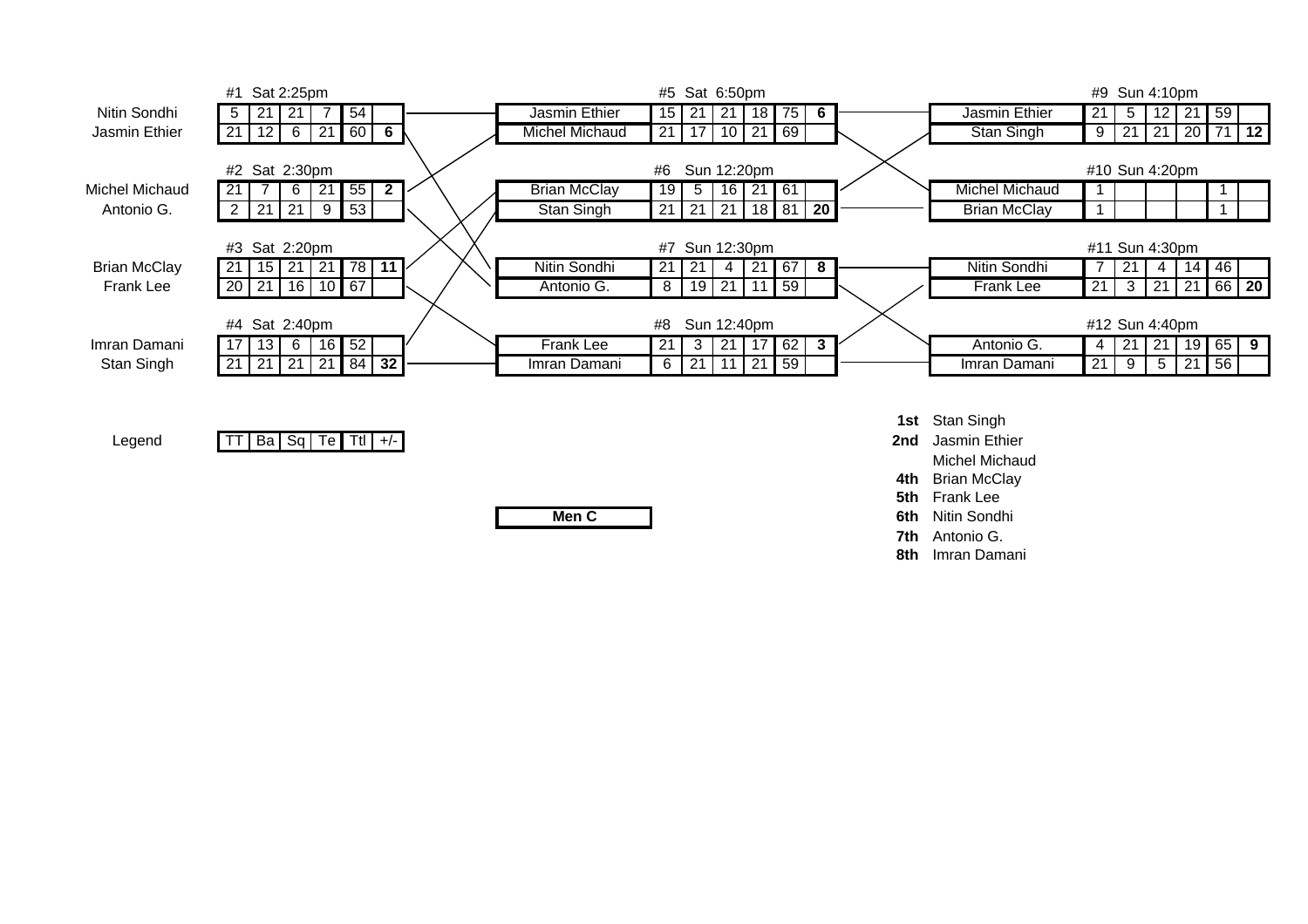# Men C

**Legend:** TT | Ba | Sq | Te | Ttl | +/-

## Round 1

| Match | Player | TT | Ba | Sq | Te | Ttl | +/- |
|---|---|---|---|---|---|---|---|
| #1 Sat 2:25pm | Nitin Sondhi | 5 | 21 | 21 | 7 | 54 | |
| | Jasmin Ethier | 21 | 12 | 6 | 21 | 60 | 6 |
| #2 Sat 2:30pm | Michel Michaud | 21 | 7 | 6 | 21 | 55 | 2 |
| | Antonio G. | 2 | 21 | 21 | 9 | 53 | |
| #3 Sat 2:20pm | Brian McClay | 21 | 15 | 21 | 21 | 78 | 11 |
| | Frank Lee | 20 | 21 | 16 | 10 | 67 | |
| #4 Sat 2:40pm | Imran Damani | 17 | 13 | 6 | 16 | 52 | |
| | Stan Singh | 21 | 21 | 21 | 21 | 84 | 32 |

## Round 2

| Match | Player | TT | Ba | Sq | Te | Ttl | +/- |
|---|---|---|---|---|---|---|---|
| #5 Sat 6:50pm | Jasmin Ethier | 15 | 21 | 21 | 18 | 75 | 6 |
| | Michel Michaud | 21 | 17 | 10 | 21 | 69 | |
| #6 Sun 12:20pm | Brian McClay | 19 | 5 | 16 | 21 | 61 | |
| | Stan Singh | 21 | 21 | 21 | 18 | 81 | 20 |
| #7 Sun 12:30pm | Nitin Sondhi | 21 | 21 | 4 | 21 | 67 | 8 |
| | Antonio G. | 8 | 19 | 21 | 11 | 59 | |
| #8 Sun 12:40pm | Frank Lee | 21 | 3 | 21 | 17 | 62 | 3 |
| | Imran Damani | 6 | 21 | 11 | 21 | 59 | |

## Round 3

| Match | Player | TT | Ba | Sq | Te | Ttl | +/- |
|---|---|---|---|---|---|---|---|
| #9 Sun 4:10pm | Jasmin Ethier | 21 | 5 | 12 | 21 | 59 | |
| | Stan Singh | 9 | 21 | 21 | 20 | 71 | 12 |
| #10 Sun 4:20pm | Michel Michaud | 1 | | | | 1 | |
| | Brian McClay | 1 | | | | 1 | |
| #11 Sun 4:30pm | Nitin Sondhi | 7 | 21 | 4 | 14 | 46 | |
| | Frank Lee | 21 | 3 | 21 | 21 | 66 | 20 |
| #12 Sun 4:40pm | Antonio G. | 4 | 21 | 21 | 19 | 65 | 9 |
| | Imran Damani | 21 | 9 | 5 | 21 | 56 | |

## Final Standings

**1st** Stan Singh
**2nd** Jasmin Ethier
Michel Michaud
**4th** Brian McClay
**5th** Frank Lee
**6th** Nitin Sondhi
**7th** Antonio G.
**8th** Imran Damani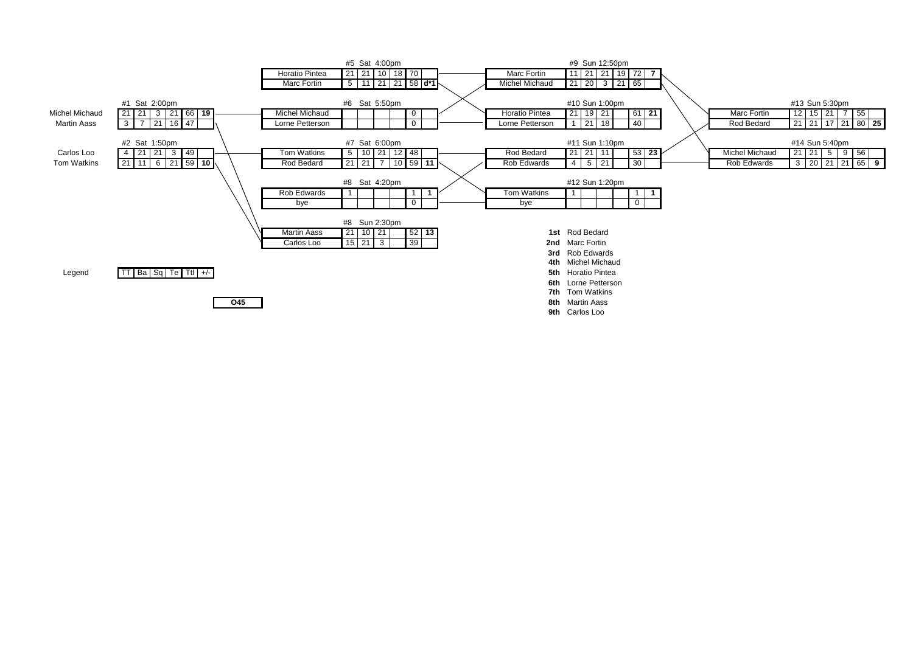## O45

| Match | Player | TT | Ba | Sq | Te | Ttl | +/- |
|---|---|---|---|---|---|---|---|
| #1 Sat 2:00pm | Michel Michaud | 21 | 21 | 3 | 21 | 66 | **19** |
| | Martin Aass | 3 | 7 | 21 | 16 | 47 | |
| #2 Sat 1:50pm | Carlos Loo | 4 | 21 | 21 | 3 | 49 | |
| | Tom Watkins | 21 | 11 | 6 | 21 | 59 | **10** |
| #5 Sat 4:00pm | Horatio Pintea | 21 | 21 | 10 | 18 | 70 | |
| | Marc Fortin | 5 | 11 | 21 | 21 | 58 | **d*1** |
| #6 Sat 5:50pm | Michel Michaud | | | | | 0 | |
| | Lorne Petterson | | | | | 0 | |
| #7 Sat 6:00pm | Tom Watkins | 5 | 10 | 21 | 12 | 48 | |
| | Rod Bedard | 21 | 21 | 7 | 10 | 59 | **11** |
| #8 Sat 4:20pm | Rob Edwards | 1 | | | | 1 | **1** |
| | bye | | | | | 0 | |
| #8 Sun 2:30pm | Martin Aass | 21 | 10 | 21 | | 52 | **13** |
| | Carlos Loo | 15 | 21 | 3 | | 39 | |
| #9 Sun 12:50pm | Marc Fortin | 11 | 21 | 21 | 19 | 72 | **7** |
| | Michel Michaud | 21 | 20 | 3 | 21 | 65 | |
| #10 Sun 1:00pm | Horatio Pintea | 21 | 19 | 21 | | 61 | **21** |
| | Lorne Petterson | 1 | 21 | 18 | | 40 | |
| #11 Sun 1:10pm | Rod Bedard | 21 | 21 | 11 | | 53 | **23** |
| | Rob Edwards | 4 | 5 | 21 | | 30 | |
| #12 Sun 1:20pm | Tom Watkins | 1 | | | | 1 | **1** |
| | bye | | | | | 0 | |
| #13 Sun 5:30pm | Marc Fortin | 12 | 15 | 21 | 7 | 55 | |
| | Rod Bedard | 21 | 21 | 17 | 21 | 80 | **25** |
| #14 Sun 5:40pm | Michel Michaud | 21 | 21 | 5 | 9 | 56 | |
| | Rob Edwards | 3 | 20 | 21 | 21 | 65 | **9** |

Legend: TT | Ba | Sq | Te | Ttl | +/-

**1st** Rod Bedard
**2nd** Marc Fortin
**3rd** Rob Edwards
**4th** Michel Michaud
**5th** Horatio Pintea
**6th** Lorne Petterson
**7th** Tom Watkins
**8th** Martin Aass
**9th** Carlos Loo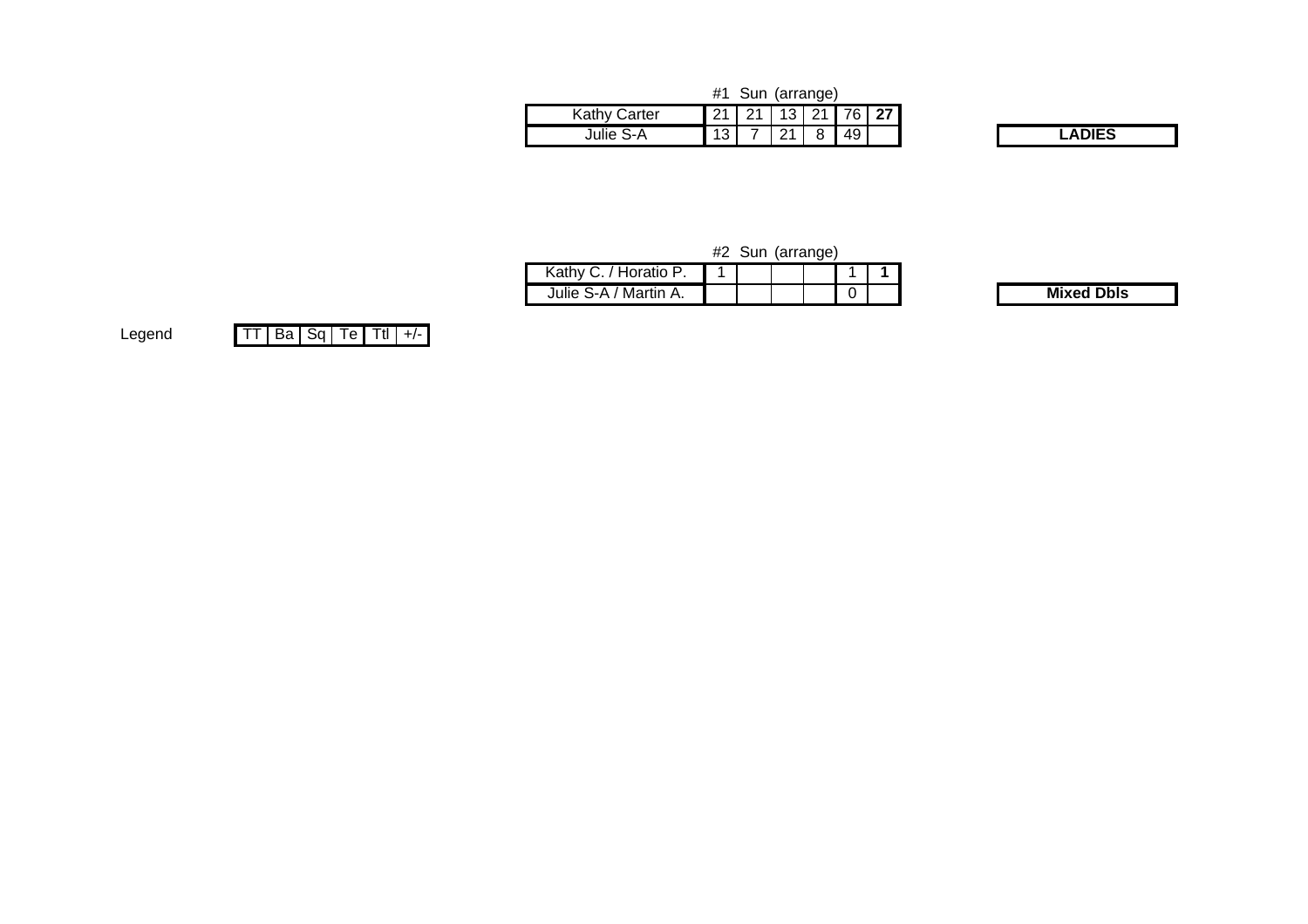#1 Sun (arrange)

| | | | | | | | |
|---|---|---|---|---|---|---|---|
| Kathy Carter | 21 | 21 | 13 | 21 | 76 | **27** | |
| Julie S-A | 13 | 7 | 21 | 8 | 49 | | **LADIES** |

#2 Sun (arrange)

| | | | | | | | |
|---|---|---|---|---|---|---|---|
| Kathy C. / Horatio P. | 1 | | | | 1 | **1** | |
| Julie S-A / Martin A. | | | | | 0 | | **Mixed Dbls** |

Legend

| TT | Ba | Sq | Te | Ttl | +/- |
|---|---|---|---|---|---|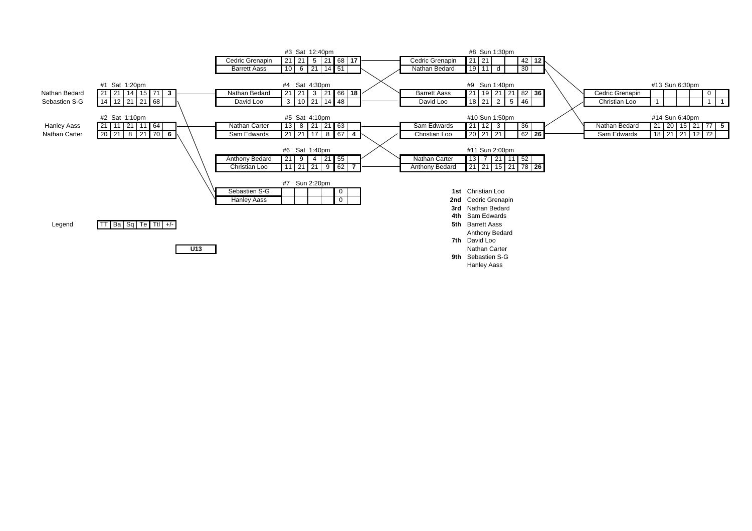## U13

Legend: TT | Ba | Sq | Te | Ttl | +/-

### #1 Sat 1:20pm

| Player | TT | Ba | Sq | Te | Ttl | +/- |
|---|---|---|---|---|---|---|
| Nathan Bedard | 21 | 21 | 14 | 15 | 71 | 3 |
| Sebastien S-G | 14 | 12 | 21 | 21 | 68 | |

### #2 Sat 1:10pm

| Player | TT | Ba | Sq | Te | Ttl | +/- |
|---|---|---|---|---|---|---|
| Hanley Aass | 21 | 11 | 21 | 11 | 64 | |
| Nathan Carter | 20 | 21 | 8 | 21 | 70 | 6 |

### #3 Sat 12:40pm

| Player | TT | Ba | Sq | Te | Ttl | +/- |
|---|---|---|---|---|---|---|
| Cedric Grenapin | 21 | 21 | 5 | 21 | 68 | 17 |
| Barrett Aass | 10 | 6 | 21 | 14 | 51 | |

### #4 Sat 4:30pm

| Player | TT | Ba | Sq | Te | Ttl | +/- |
|---|---|---|---|---|---|---|
| Nathan Bedard | 21 | 21 | 3 | 21 | 66 | 18 |
| David Loo | 3 | 10 | 21 | 14 | 48 | |

### #5 Sat 4:10pm

| Player | TT | Ba | Sq | Te | Ttl | +/- |
|---|---|---|---|---|---|---|
| Nathan Carter | 13 | 8 | 21 | 21 | 63 | |
| Sam Edwards | 21 | 21 | 17 | 8 | 67 | 4 |

### #6 Sat 1:40pm

| Player | TT | Ba | Sq | Te | Ttl | +/- |
|---|---|---|---|---|---|---|
| Anthony Bedard | 21 | 9 | 4 | 21 | 55 | |
| Christian Loo | 11 | 21 | 21 | 9 | 62 | 7 |

### #7 Sun 2:20pm

| Player | TT | Ba | Sq | Te | Ttl | +/- |
|---|---|---|---|---|---|---|
| Sebastien S-G | | | | | 0 | |
| Hanley Aass | | | | | 0 | |

### #8 Sun 1:30pm

| Player | TT | Ba | Sq | Te | Ttl | +/- |
|---|---|---|---|---|---|---|
| Cedric Grenapin | 21 | 21 | | | 42 | 12 |
| Nathan Bedard | 19 | 11 | d | | 30 | |

### #9 Sun 1:40pm

| Player | TT | Ba | Sq | Te | Ttl | +/- |
|---|---|---|---|---|---|---|
| Barrett Aass | 21 | 19 | 21 | 21 | 82 | 36 |
| David Loo | 18 | 21 | 2 | 5 | 46 | |

### #10 Sun 1:50pm

| Player | TT | Ba | Sq | Te | Ttl | +/- |
|---|---|---|---|---|---|---|
| Sam Edwards | 21 | 12 | 3 | | 36 | |
| Christian Loo | 20 | 21 | 21 | | 62 | 26 |

### #11 Sun 2:00pm

| Player | TT | Ba | Sq | Te | Ttl | +/- |
|---|---|---|---|---|---|---|
| Nathan Carter | 13 | 7 | 21 | 11 | 52 | |
| Anthony Bedard | 21 | 21 | 15 | 21 | 78 | 26 |

### #13 Sun 6:30pm

| Player | TT | Ba | Sq | Te | Ttl | +/- |
|---|---|---|---|---|---|---|
| Cedric Grenapin | | | | | 0 | |
| Christian Loo | 1 | | | | 1 | 1 |

### #14 Sun 6:40pm

| Player | TT | Ba | Sq | Te | Ttl | +/- |
|---|---|---|---|---|---|---|
| Nathan Bedard | 21 | 20 | 15 | 21 | 77 | 5 |
| Sam Edwards | 18 | 21 | 21 | 12 | 72 | |

### Final Standings

**1st** Christian Loo
**2nd** Cedric Grenapin
**3rd** Nathan Bedard
**4th** Sam Edwards
**5th** Barrett Aass
Anthony Bedard
**7th** David Loo
Nathan Carter
**9th** Sebastien S-G
Hanley Aass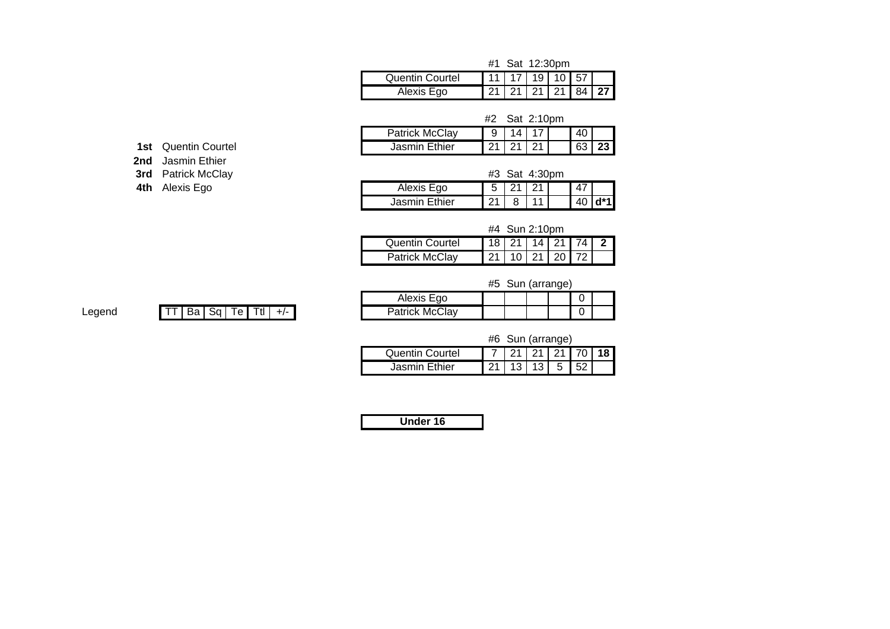| | |
|---|---|
| **1st** | Quentin Courtel |
| **2nd** | Jasmin Ethier |
| **3rd** | Patrick McClay |
| **4th** | Alexis Ego |

Legend

| TT | Ba | Sq | Te | Ttl | +/- |
|---|---|---|---|---|---|

#1 Sat 12:30pm

| | | | | | | |
|---|---|---|---|---|---|---|
| Quentin Courtel | 11 | 17 | 19 | 10 | 57 | |
| Alexis Ego | 21 | 21 | 21 | 21 | 84 | **27** |

#2 Sat 2:10pm

| | | | | | | |
|---|---|---|---|---|---|---|
| Patrick McClay | 9 | 14 | 17 | | 40 | |
| Jasmin Ethier | 21 | 21 | 21 | | 63 | **23** |

#3 Sat 4:30pm

| | | | | | | |
|---|---|---|---|---|---|---|
| Alexis Ego | 5 | 21 | 21 | | 47 | |
| Jasmin Ethier | 21 | 8 | 11 | | 40 | **d*1** |

#4 Sun 2:10pm

| | | | | | | |
|---|---|---|---|---|---|---|
| Quentin Courtel | 18 | 21 | 14 | 21 | 74 | **2** |
| Patrick McClay | 21 | 10 | 21 | 20 | 72 | |

#5 Sun (arrange)

| | | | | | | |
|---|---|---|---|---|---|---|
| Alexis Ego | | | | | 0 | |
| Patrick McClay | | | | | 0 | |

#6 Sun (arrange)

| | | | | | | |
|---|---|---|---|---|---|---|
| Quentin Courtel | 7 | 21 | 21 | 21 | 70 | **18** |
| Jasmin Ethier | 21 | 13 | 13 | 5 | 52 | |

**Under 16**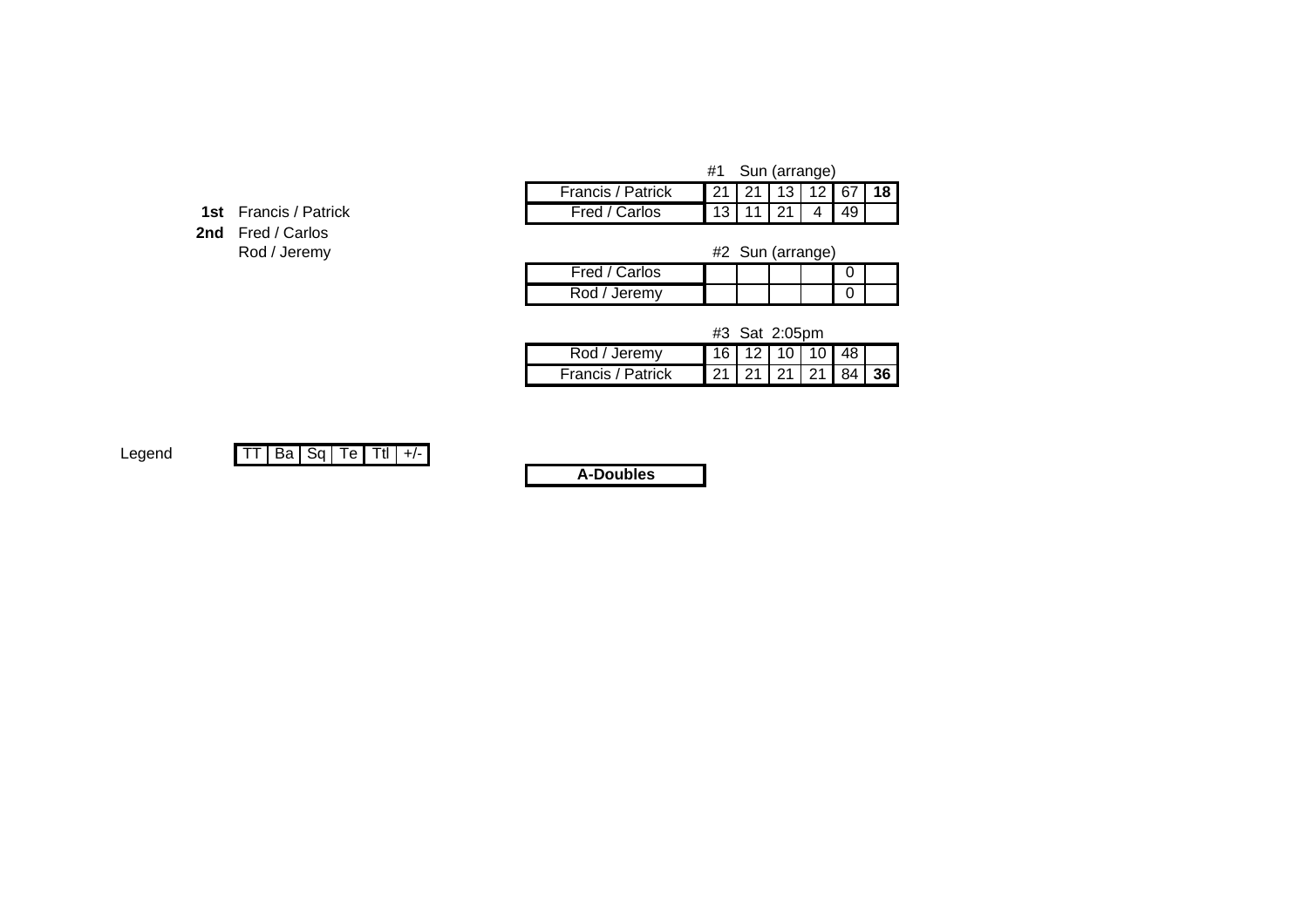**1st** Francis / Patrick

**2nd** Fred / Carlos

Rod / Jeremy

#1 Sun (arrange)

| Team | TT | Ba | Sq | Te | Ttl | +/- |
|---|---|---|---|---|---|---|
| Francis / Patrick | 21 | 21 | 13 | 12 | 67 | **18** |
| Fred / Carlos | 13 | 11 | 21 | 4 | 49 | |

#2 Sun (arrange)

| Team | TT | Ba | Sq | Te | Ttl | +/- |
|---|---|---|---|---|---|---|
| Fred / Carlos | | | | | 0 | |
| Rod / Jeremy | | | | | 0 | |

#3 Sat 2:05pm

| Team | TT | Ba | Sq | Te | Ttl | +/- |
|---|---|---|---|---|---|---|
| Rod / Jeremy | 16 | 12 | 10 | 10 | 48 | |
| Francis / Patrick | 21 | 21 | 21 | 21 | 84 | **36** |

Legend

| TT | Ba | Sq | Te | Ttl | +/- |
|---|---|---|---|---|---|

**A-Doubles**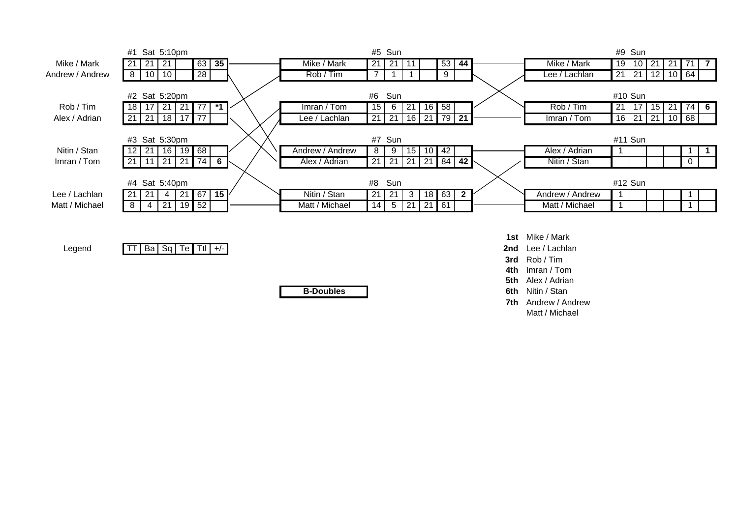## B-Doubles

Legend: TT | Ba | Sq | Te | Ttl | +/-

### Round 1

| Match | Team | TT | Ba | Sq | Te | Ttl | +/- |
|---|---|---|---|---|---|---|---|
| #1 Sat 5:10pm | Mike / Mark | 21 | 21 | 21 | | 63 | 35 |
| | Andrew / Andrew | 8 | 10 | 10 | | 28 | |
| #2 Sat 5:20pm | Rob / Tim | 18 | 17 | 21 | 21 | 77 | *1 |
| | Alex / Adrian | 21 | 21 | 18 | 17 | 77 | |
| #3 Sat 5:30pm | Nitin / Stan | 12 | 21 | 16 | 19 | 68 | |
| | Imran / Tom | 21 | 11 | 21 | 21 | 74 | 6 |
| #4 Sat 5:40pm | Lee / Lachlan | 21 | 21 | 4 | 21 | 67 | 15 |
| | Matt / Michael | 8 | 4 | 21 | 19 | 52 | |

### Round 2

| Match | Team | TT | Ba | Sq | Te | Ttl | +/- |
|---|---|---|---|---|---|---|---|
| #5 Sun | Mike / Mark | 21 | 21 | 11 | | 53 | 44 |
| | Rob / Tim | 7 | 1 | 1 | | 9 | |
| #6 Sun | Imran / Tom | 15 | 6 | 21 | 16 | 58 | |
| | Lee / Lachlan | 21 | 21 | 16 | 21 | 79 | 21 |
| #7 Sun | Andrew / Andrew | 8 | 9 | 15 | 10 | 42 | |
| | Alex / Adrian | 21 | 21 | 21 | 21 | 84 | 42 |
| #8 Sun | Nitin / Stan | 21 | 21 | 3 | 18 | 63 | 2 |
| | Matt / Michael | 14 | 5 | 21 | 21 | 61 | |

### Round 3

| Match | Team | TT | Ba | Sq | Te | Ttl | +/- |
|---|---|---|---|---|---|---|---|
| #9 Sun | Mike / Mark | 19 | 10 | 21 | 21 | 71 | 7 |
| | Lee / Lachlan | 21 | 21 | 12 | 10 | 64 | |
| #10 Sun | Rob / Tim | 21 | 17 | 15 | 21 | 74 | 6 |
| | Imran / Tom | 16 | 21 | 21 | 10 | 68 | |
| #11 Sun | Alex / Adrian | 1 | | | | 1 | 1 |
| | Nitin / Stan | | | | | 0 | |
| #12 Sun | Andrew / Andrew | 1 | | | | 1 | |
| | Matt / Michael | 1 | | | | 1 | |

### Final Standings

- **1st** Mike / Mark
- **2nd** Lee / Lachlan
- **3rd** Rob / Tim
- **4th** Imran / Tom
- **5th** Alex / Adrian
- **6th** Nitin / Stan
- **7th** Andrew / Andrew, Matt / Michael